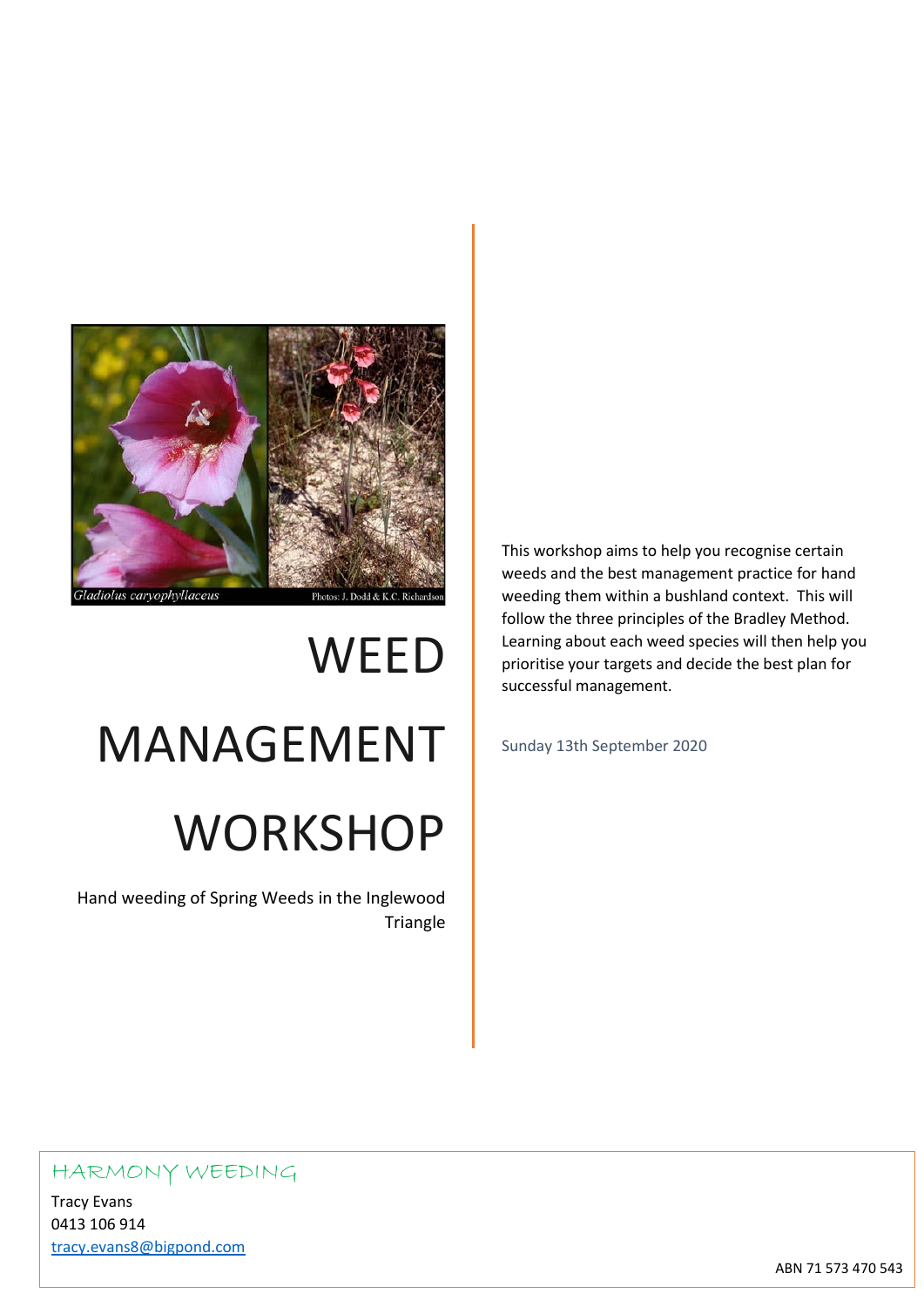*Gladiolus caryophyllaceus* Photos: J. Dodd & K.C. Richardson

# WEED MANAGEMENT WORKSHOP

Hand weeding of Spring Weeds in the Inglewood Triangle

This workshop aims to help you recognise certain weeds and the best management practice for hand weeding them within a bushland context. This will follow the three principles of the Bradley Method. Learning about each weed species will then help you prioritise your targets and decide the best plan for successful management.

Sunday 13th September 2020

HARMONY WEEDING

Tracy Evans
0413 106 914
tracy.evans8@bigpond.com

ABN 71 573 470 543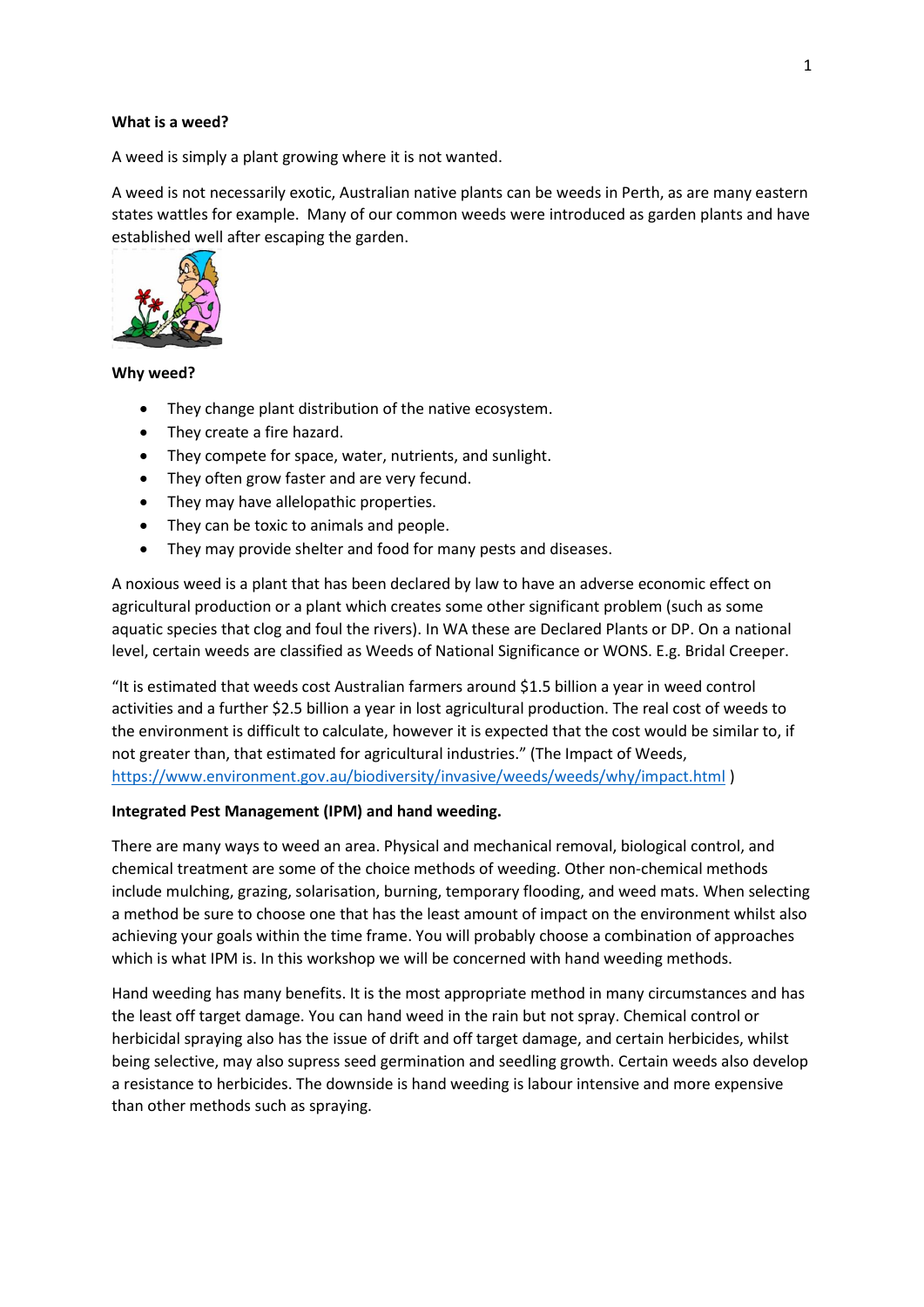**What is a weed?**

A weed is simply a plant growing where it is not wanted.

A weed is not necessarily exotic, Australian native plants can be weeds in Perth, as are many eastern states wattles for example. Many of our common weeds were introduced as garden plants and have established well after escaping the garden.

**Why weed?**

- They change plant distribution of the native ecosystem.
- They create a fire hazard.
- They compete for space, water, nutrients, and sunlight.
- They often grow faster and are very fecund.
- They may have allelopathic properties.
- They can be toxic to animals and people.
- They may provide shelter and food for many pests and diseases.

A noxious weed is a plant that has been declared by law to have an adverse economic effect on agricultural production or a plant which creates some other significant problem (such as some aquatic species that clog and foul the rivers). In WA these are Declared Plants or DP. On a national level, certain weeds are classified as Weeds of National Significance or WONS. E.g. Bridal Creeper.

"It is estimated that weeds cost Australian farmers around $1.5 billion a year in weed control activities and a further $2.5 billion a year in lost agricultural production. The real cost of weeds to the environment is difficult to calculate, however it is expected that the cost would be similar to, if not greater than, that estimated for agricultural industries." (The Impact of Weeds, https://www.environment.gov.au/biodiversity/invasive/weeds/weeds/why/impact.html )

**Integrated Pest Management (IPM) and hand weeding.**

There are many ways to weed an area. Physical and mechanical removal, biological control, and chemical treatment are some of the choice methods of weeding. Other non-chemical methods include mulching, grazing, solarisation, burning, temporary flooding, and weed mats. When selecting a method be sure to choose one that has the least amount of impact on the environment whilst also achieving your goals within the time frame. You will probably choose a combination of approaches which is what IPM is. In this workshop we will be concerned with hand weeding methods.

Hand weeding has many benefits. It is the most appropriate method in many circumstances and has the least off target damage. You can hand weed in the rain but not spray. Chemical control or herbicidal spraying also has the issue of drift and off target damage, and certain herbicides, whilst being selective, may also supress seed germination and seedling growth. Certain weeds also develop a resistance to herbicides. The downside is hand weeding is labour intensive and more expensive than other methods such as spraying.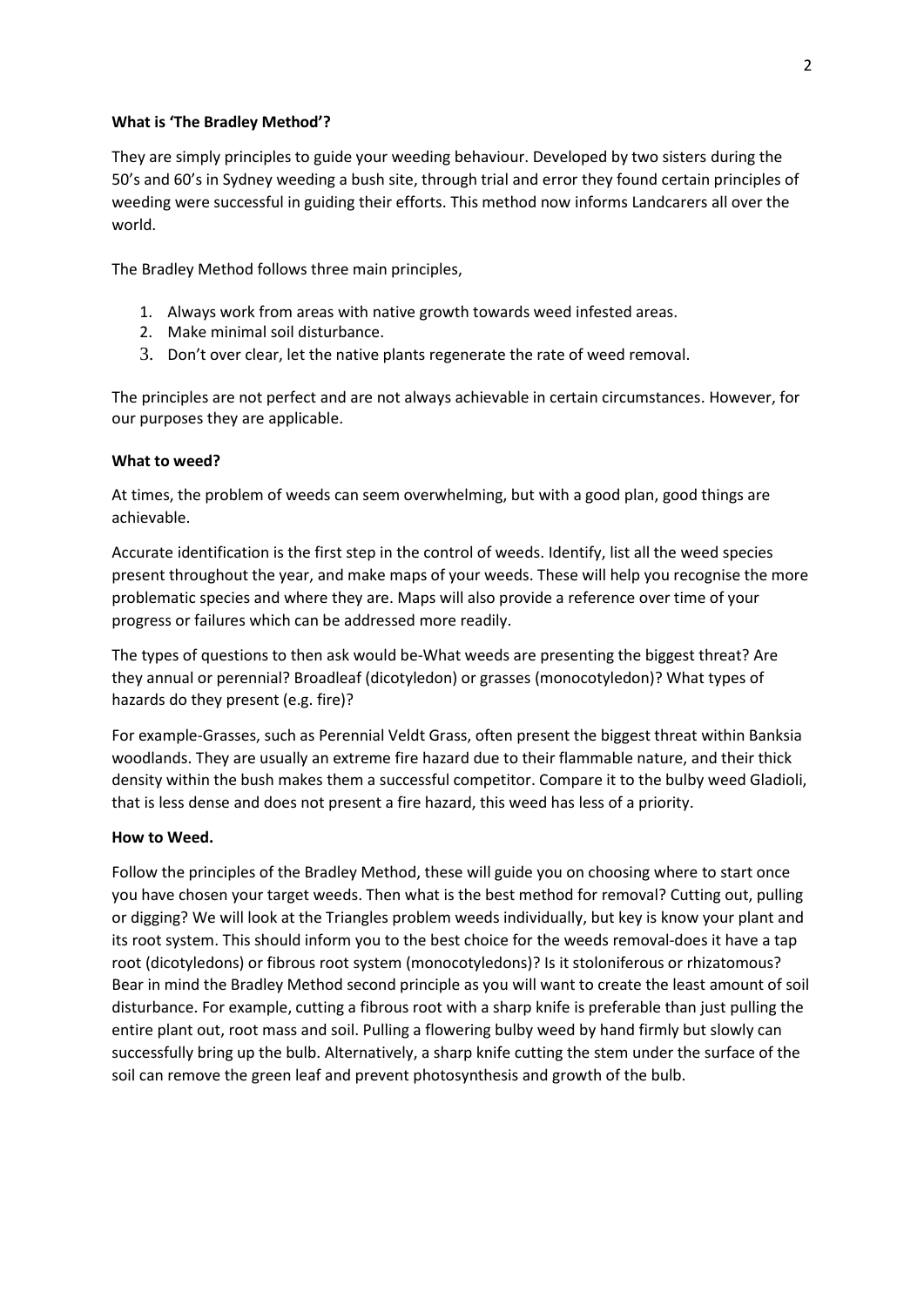**What is 'The Bradley Method'?**

They are simply principles to guide your weeding behaviour. Developed by two sisters during the 50's and 60's in Sydney weeding a bush site, through trial and error they found certain principles of weeding were successful in guiding their efforts. This method now informs Landcarers all over the world.

The Bradley Method follows three main principles,

1. Always work from areas with native growth towards weed infested areas.
2. Make minimal soil disturbance.
3. Don't over clear, let the native plants regenerate the rate of weed removal.

The principles are not perfect and are not always achievable in certain circumstances. However, for our purposes they are applicable.

**What to weed?**

At times, the problem of weeds can seem overwhelming, but with a good plan, good things are achievable.

Accurate identification is the first step in the control of weeds. Identify, list all the weed species present throughout the year, and make maps of your weeds. These will help you recognise the more problematic species and where they are. Maps will also provide a reference over time of your progress or failures which can be addressed more readily.

The types of questions to then ask would be-What weeds are presenting the biggest threat? Are they annual or perennial? Broadleaf (dicotyledon) or grasses (monocotyledon)? What types of hazards do they present (e.g. fire)?

For example-Grasses, such as Perennial Veldt Grass, often present the biggest threat within Banksia woodlands. They are usually an extreme fire hazard due to their flammable nature, and their thick density within the bush makes them a successful competitor. Compare it to the bulby weed Gladioli, that is less dense and does not present a fire hazard, this weed has less of a priority.

**How to Weed.**

Follow the principles of the Bradley Method, these will guide you on choosing where to start once you have chosen your target weeds. Then what is the best method for removal? Cutting out, pulling or digging? We will look at the Triangles problem weeds individually, but key is know your plant and its root system. This should inform you to the best choice for the weeds removal-does it have a tap root (dicotyledons) or fibrous root system (monocotyledons)? Is it stoloniferous or rhizatomous? Bear in mind the Bradley Method second principle as you will want to create the least amount of soil disturbance. For example, cutting a fibrous root with a sharp knife is preferable than just pulling the entire plant out, root mass and soil. Pulling a flowering bulby weed by hand firmly but slowly can successfully bring up the bulb. Alternatively, a sharp knife cutting the stem under the surface of the soil can remove the green leaf and prevent photosynthesis and growth of the bulb.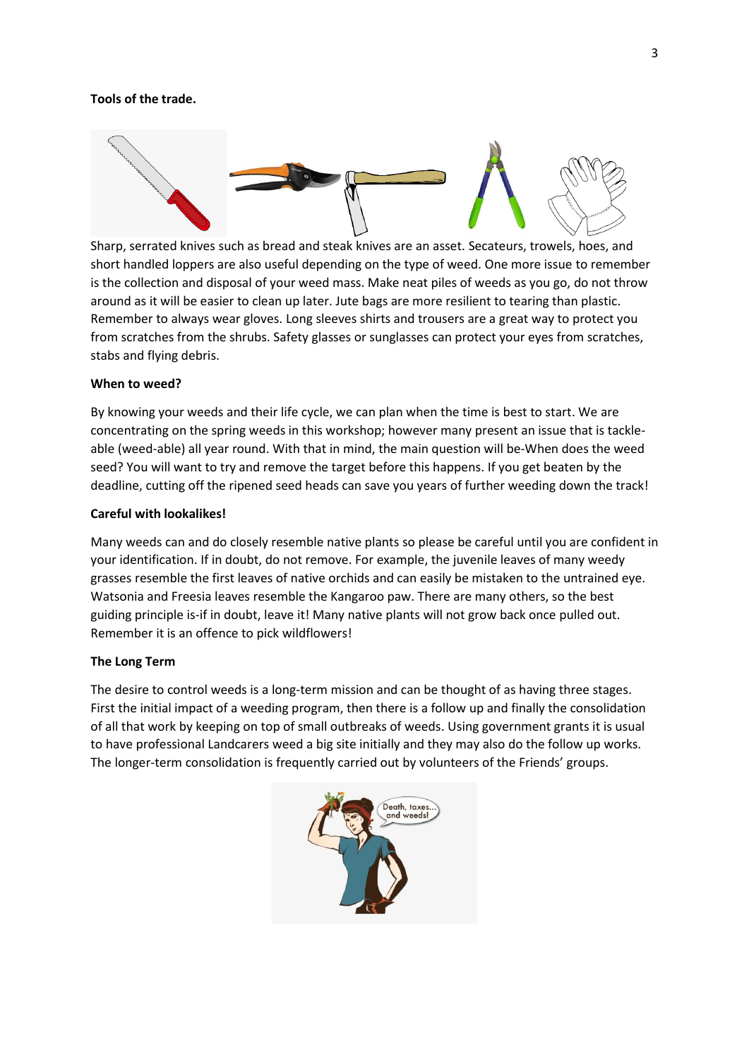**Tools of the trade.**

Sharp, serrated knives such as bread and steak knives are an asset. Secateurs, trowels, hoes, and short handled loppers are also useful depending on the type of weed. One more issue to remember is the collection and disposal of your weed mass. Make neat piles of weeds as you go, do not throw around as it will be easier to clean up later. Jute bags are more resilient to tearing than plastic. Remember to always wear gloves. Long sleeves shirts and trousers are a great way to protect you from scratches from the shrubs. Safety glasses or sunglasses can protect your eyes from scratches, stabs and flying debris.

**When to weed?**

By knowing your weeds and their life cycle, we can plan when the time is best to start. We are concentrating on the spring weeds in this workshop; however many present an issue that is tackle-able (weed-able) all year round. With that in mind, the main question will be-When does the weed seed? You will want to try and remove the target before this happens. If you get beaten by the deadline, cutting off the ripened seed heads can save you years of further weeding down the track!

**Careful with lookalikes!**

Many weeds can and do closely resemble native plants so please be careful until you are confident in your identification. If in doubt, do not remove. For example, the juvenile leaves of many weedy grasses resemble the first leaves of native orchids and can easily be mistaken to the untrained eye. Watsonia and Freesia leaves resemble the Kangaroo paw. There are many others, so the best guiding principle is-if in doubt, leave it! Many native plants will not grow back once pulled out. Remember it is an offence to pick wildflowers!

**The Long Term**

The desire to control weeds is a long-term mission and can be thought of as having three stages. First the initial impact of a weeding program, then there is a follow up and finally the consolidation of all that work by keeping on top of small outbreaks of weeds. Using government grants it is usual to have professional Landcarers weed a big site initially and they may also do the follow up works. The longer-term consolidation is frequently carried out by volunteers of the Friends' groups.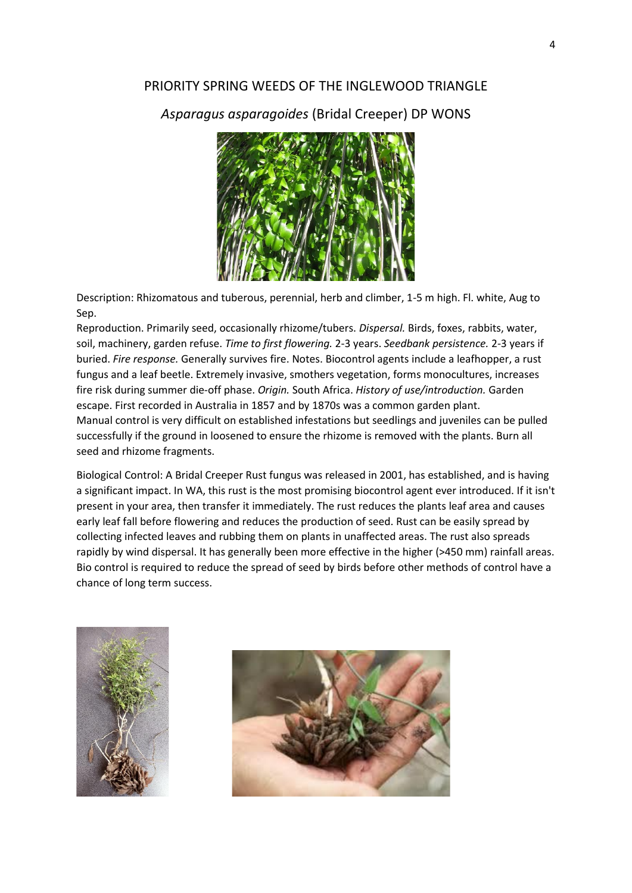## PRIORITY SPRING WEEDS OF THE INGLEWOOD TRIANGLE

### *Asparagus asparagoides* (Bridal Creeper) DP WONS

Description: Rhizomatous and tuberous, perennial, herb and climber, 1-5 m high. Fl. white, Aug to Sep.

Reproduction. Primarily seed, occasionally rhizome/tubers. *Dispersal.* Birds, foxes, rabbits, water, soil, machinery, garden refuse. *Time to first flowering.* 2-3 years. *Seedbank persistence.* 2-3 years if buried. *Fire response.* Generally survives fire. Notes. Biocontrol agents include a leafhopper, a rust fungus and a leaf beetle. Extremely invasive, smothers vegetation, forms monocultures, increases fire risk during summer die-off phase. *Origin.* South Africa. *History of use/introduction.* Garden escape. First recorded in Australia in 1857 and by 1870s was a common garden plant.
Manual control is very difficult on established infestations but seedlings and juveniles can be pulled successfully if the ground in loosened to ensure the rhizome is removed with the plants. Burn all seed and rhizome fragments.

Biological Control: A Bridal Creeper Rust fungus was released in 2001, has established, and is having a significant impact. In WA, this rust is the most promising biocontrol agent ever introduced. If it isn't present in your area, then transfer it immediately. The rust reduces the plants leaf area and causes early leaf fall before flowering and reduces the production of seed. Rust can be easily spread by collecting infected leaves and rubbing them on plants in unaffected areas. The rust also spreads rapidly by wind dispersal. It has generally been more effective in the higher (>450 mm) rainfall areas. Bio control is required to reduce the spread of seed by birds before other methods of control have a chance of long term success.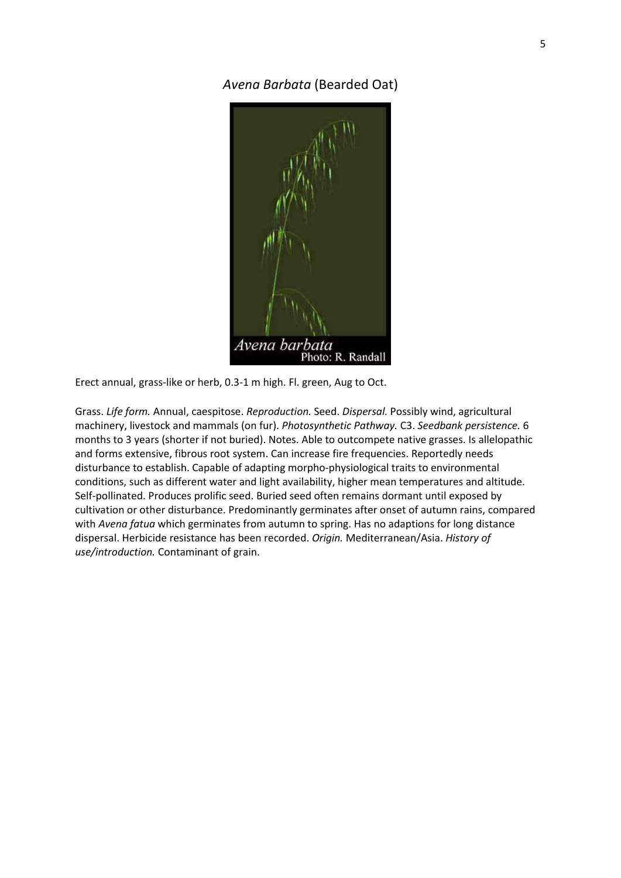## *Avena Barbata* (Bearded Oat)

Erect annual, grass-like or herb, 0.3-1 m high. Fl. green, Aug to Oct.

Grass. *Life form.* Annual, caespitose. *Reproduction.* Seed. *Dispersal.* Possibly wind, agricultural machinery, livestock and mammals (on fur). *Photosynthetic Pathway.* C3. *Seedbank persistence.* 6 months to 3 years (shorter if not buried). Notes. Able to outcompete native grasses. Is allelopathic and forms extensive, fibrous root system. Can increase fire frequencies. Reportedly needs disturbance to establish. Capable of adapting morpho-physiological traits to environmental conditions, such as different water and light availability, higher mean temperatures and altitude. Self-pollinated. Produces prolific seed. Buried seed often remains dormant until exposed by cultivation or other disturbance. Predominantly germinates after onset of autumn rains, compared with *Avena fatua* which germinates from autumn to spring. Has no adaptions for long distance dispersal. Herbicide resistance has been recorded. *Origin.* Mediterranean/Asia. *History of use/introduction.* Contaminant of grain.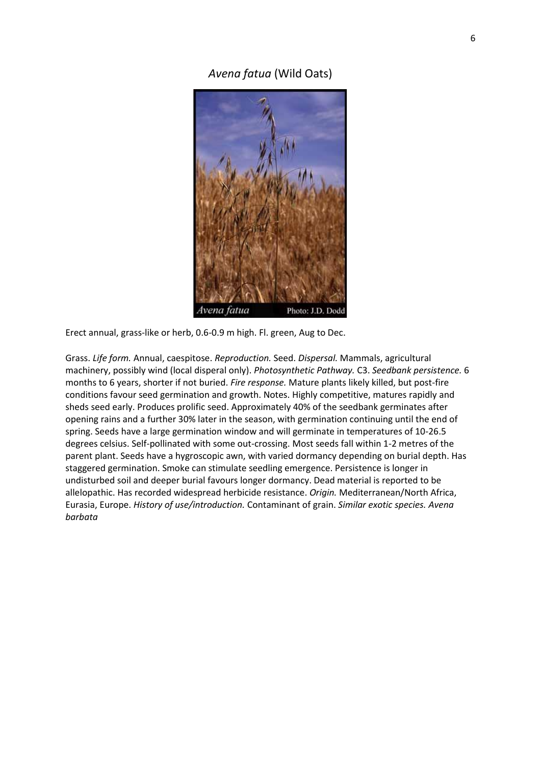## *Avena fatua* (Wild Oats)

Erect annual, grass-like or herb, 0.6-0.9 m high. Fl. green, Aug to Dec.

Grass. *Life form.* Annual, caespitose. *Reproduction.* Seed. *Dispersal.* Mammals, agricultural machinery, possibly wind (local disperal only). *Photosynthetic Pathway.* C3. *Seedbank persistence.* 6 months to 6 years, shorter if not buried. *Fire response.* Mature plants likely killed, but post-fire conditions favour seed germination and growth. Notes. Highly competitive, matures rapidly and sheds seed early. Produces prolific seed. Approximately 40% of the seedbank germinates after opening rains and a further 30% later in the season, with germination continuing until the end of spring. Seeds have a large germination window and will germinate in temperatures of 10-26.5 degrees celsius. Self-pollinated with some out-crossing. Most seeds fall within 1-2 metres of the parent plant. Seeds have a hygroscopic awn, with varied dormancy depending on burial depth. Has staggered germination. Smoke can stimulate seedling emergence. Persistence is longer in undisturbed soil and deeper burial favours longer dormancy. Dead material is reported to be allelopathic. Has recorded widespread herbicide resistance. *Origin.* Mediterranean/North Africa, Eurasia, Europe. *History of use/introduction.* Contaminant of grain. *Similar exotic species. Avena barbata*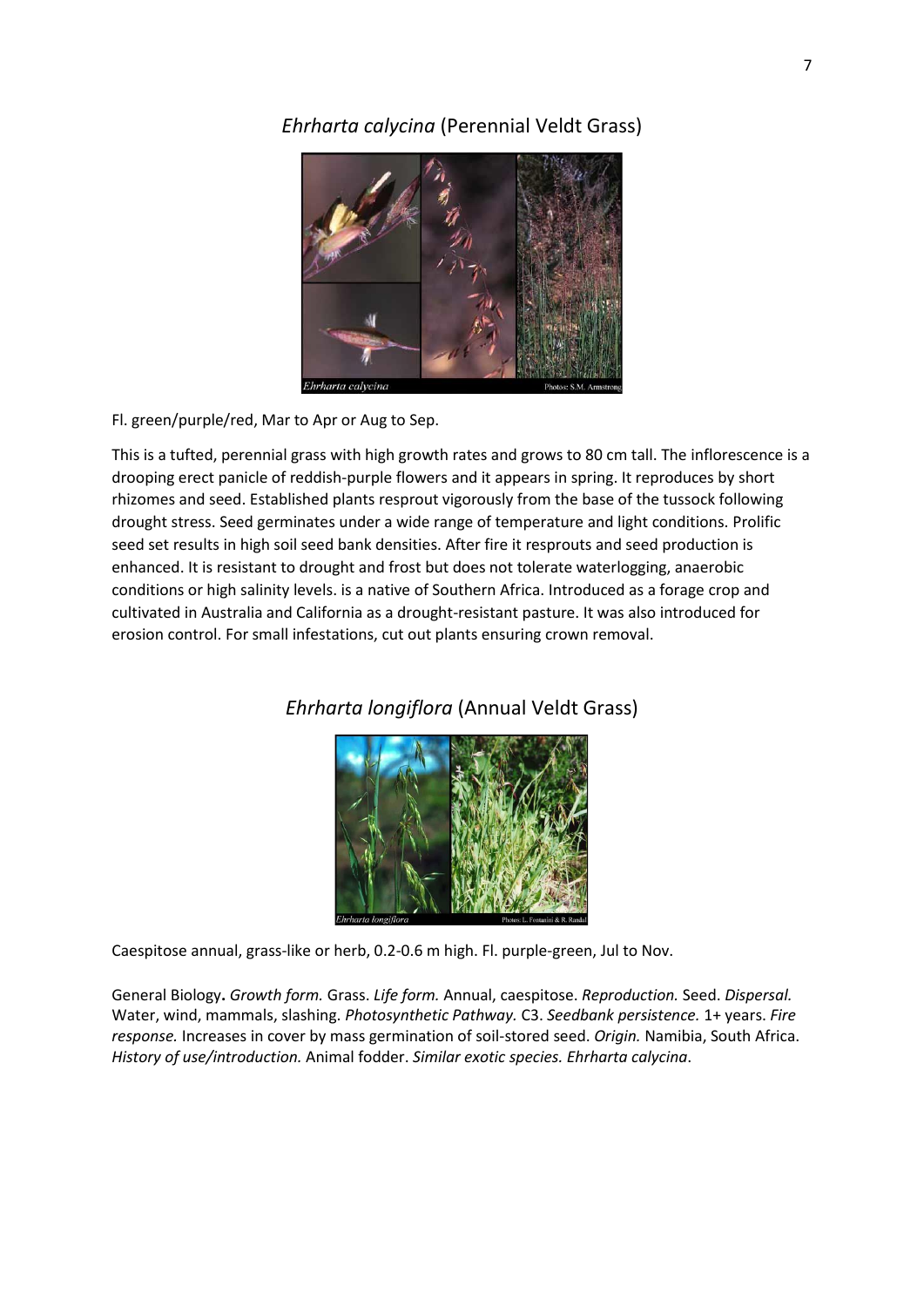## *Ehrharta calycina* (Perennial Veldt Grass)

Fl. green/purple/red, Mar to Apr or Aug to Sep.

This is a tufted, perennial grass with high growth rates and grows to 80 cm tall. The inflorescence is a drooping erect panicle of reddish-purple flowers and it appears in spring. It reproduces by short rhizomes and seed. Established plants resprout vigorously from the base of the tussock following drought stress. Seed germinates under a wide range of temperature and light conditions. Prolific seed set results in high soil seed bank densities. After fire it resprouts and seed production is enhanced. It is resistant to drought and frost but does not tolerate waterlogging, anaerobic conditions or high salinity levels. is a native of Southern Africa. Introduced as a forage crop and cultivated in Australia and California as a drought-resistant pasture. It was also introduced for erosion control. For small infestations, cut out plants ensuring crown removal.

## *Ehrharta longiflora* (Annual Veldt Grass)

Caespitose annual, grass-like or herb, 0.2-0.6 m high. Fl. purple-green, Jul to Nov.

General Biology**.** *Growth form.* Grass. *Life form.* Annual, caespitose. *Reproduction.* Seed. *Dispersal.* Water, wind, mammals, slashing. *Photosynthetic Pathway.* C3. *Seedbank persistence.* 1+ years. *Fire response.* Increases in cover by mass germination of soil-stored seed. *Origin.* Namibia, South Africa. *History of use/introduction.* Animal fodder. *Similar exotic species. Ehrharta calycina*.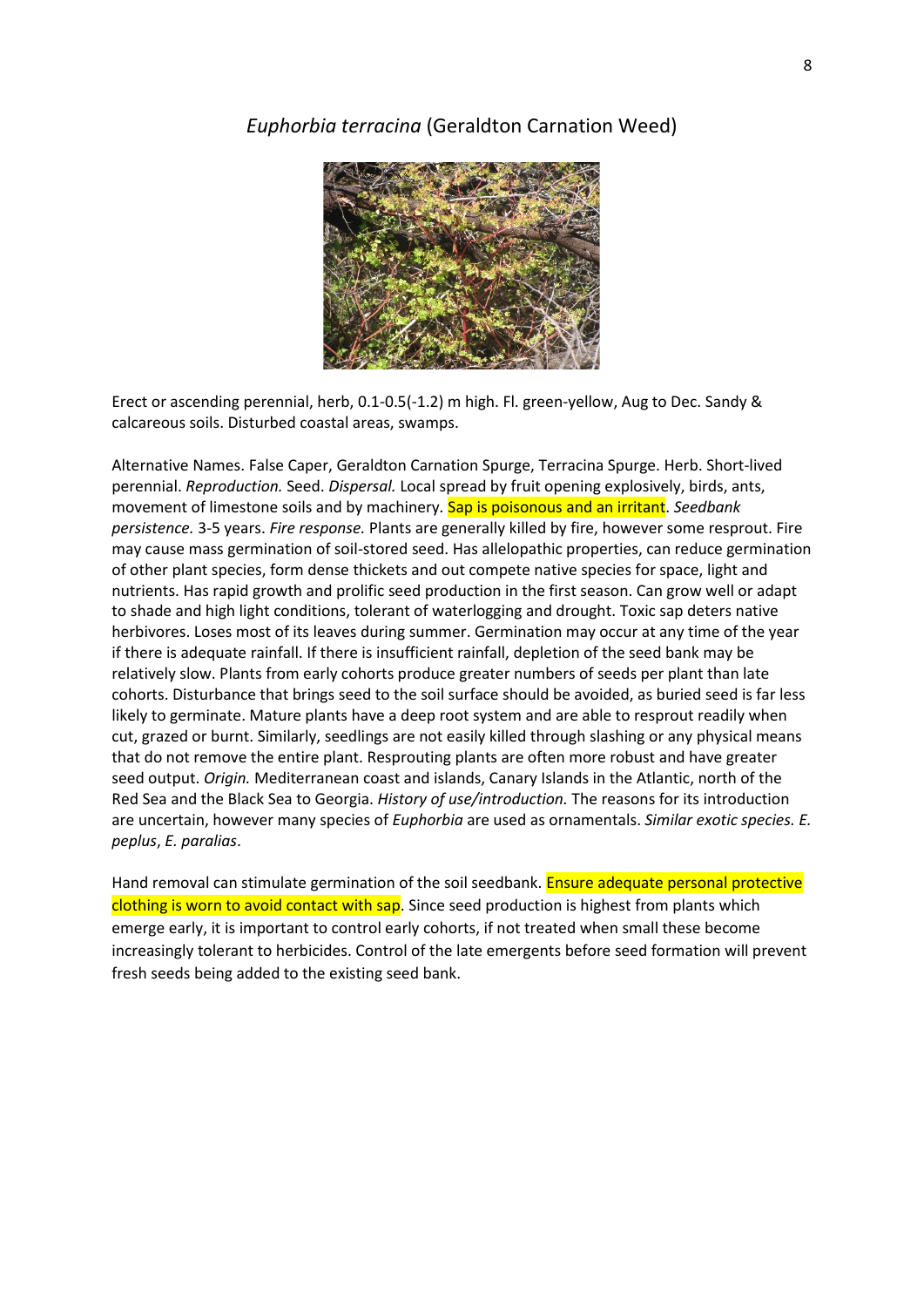## *Euphorbia terracina* (Geraldton Carnation Weed)

Erect or ascending perennial, herb, 0.1-0.5(-1.2) m high. Fl. green-yellow, Aug to Dec. Sandy & calcareous soils. Disturbed coastal areas, swamps.

Alternative Names. False Caper, Geraldton Carnation Spurge, Terracina Spurge. Herb. Short-lived perennial. *Reproduction.* Seed. *Dispersal.* Local spread by fruit opening explosively, birds, ants, movement of limestone soils and by machinery. Sap is poisonous and an irritant. *Seedbank persistence.* 3-5 years. *Fire response.* Plants are generally killed by fire, however some resprout. Fire may cause mass germination of soil-stored seed. Has allelopathic properties, can reduce germination of other plant species, form dense thickets and out compete native species for space, light and nutrients. Has rapid growth and prolific seed production in the first season. Can grow well or adapt to shade and high light conditions, tolerant of waterlogging and drought. Toxic sap deters native herbivores. Loses most of its leaves during summer. Germination may occur at any time of the year if there is adequate rainfall. If there is insufficient rainfall, depletion of the seed bank may be relatively slow. Plants from early cohorts produce greater numbers of seeds per plant than late cohorts. Disturbance that brings seed to the soil surface should be avoided, as buried seed is far less likely to germinate. Mature plants have a deep root system and are able to resprout readily when cut, grazed or burnt. Similarly, seedlings are not easily killed through slashing or any physical means that do not remove the entire plant. Resprouting plants are often more robust and have greater seed output. *Origin.* Mediterranean coast and islands, Canary Islands in the Atlantic, north of the Red Sea and the Black Sea to Georgia. *History of use/introduction.* The reasons for its introduction are uncertain, however many species of *Euphorbia* are used as ornamentals. *Similar exotic species. E. peplus*, *E. paralias*.

Hand removal can stimulate germination of the soil seedbank. Ensure adequate personal protective clothing is worn to avoid contact with sap. Since seed production is highest from plants which emerge early, it is important to control early cohorts, if not treated when small these become increasingly tolerant to herbicides. Control of the late emergents before seed formation will prevent fresh seeds being added to the existing seed bank.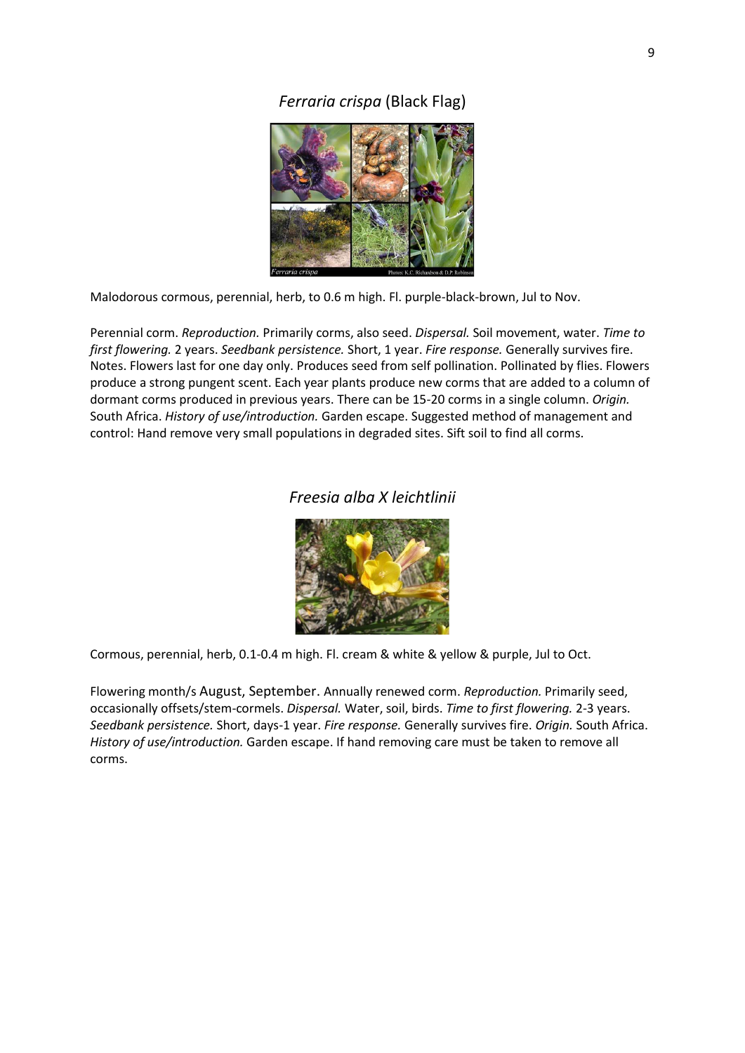## *Ferraria crispa* (Black Flag)

Malodorous cormous, perennial, herb, to 0.6 m high. Fl. purple-black-brown, Jul to Nov.

Perennial corm. *Reproduction.* Primarily corms, also seed. *Dispersal.* Soil movement, water. *Time to first flowering.* 2 years. *Seedbank persistence.* Short, 1 year. *Fire response.* Generally survives fire. Notes. Flowers last for one day only. Produces seed from self pollination. Pollinated by flies. Flowers produce a strong pungent scent. Each year plants produce new corms that are added to a column of dormant corms produced in previous years. There can be 15-20 corms in a single column. *Origin.* South Africa. *History of use/introduction.* Garden escape. Suggested method of management and control: Hand remove very small populations in degraded sites. Sift soil to find all corms.

## *Freesia alba X leichtlinii*

Cormous, perennial, herb, 0.1-0.4 m high. Fl. cream & white & yellow & purple, Jul to Oct.

Flowering month/s August, September. Annually renewed corm. *Reproduction.* Primarily seed, occasionally offsets/stem-cormels. *Dispersal.* Water, soil, birds. *Time to first flowering.* 2-3 years. *Seedbank persistence.* Short, days-1 year. *Fire response.* Generally survives fire. *Origin.* South Africa. *History of use/introduction.* Garden escape. If hand removing care must be taken to remove all corms.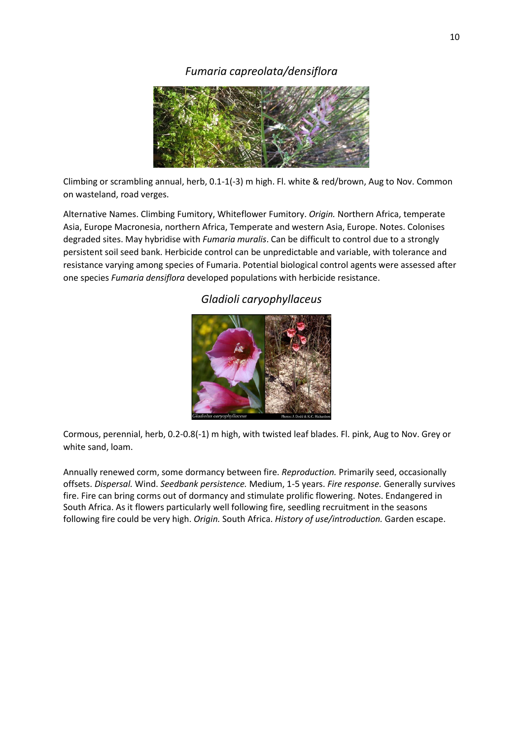## *Fumaria capreolata/densiflora*

Climbing or scrambling annual, herb, 0.1-1(-3) m high. Fl. white & red/brown, Aug to Nov. Common on wasteland, road verges.

Alternative Names. Climbing Fumitory, Whiteflower Fumitory. *Origin.* Northern Africa, temperate Asia, Europe Macronesia, northern Africa, Temperate and western Asia, Europe. Notes. Colonises degraded sites. May hybridise with *Fumaria muralis*. Can be difficult to control due to a strongly persistent soil seed bank. Herbicide control can be unpredictable and variable, with tolerance and resistance varying among species of Fumaria. Potential biological control agents were assessed after one species *Fumaria densiflora* developed populations with herbicide resistance.

## *Gladioli caryophyllaceus*

Cormous, perennial, herb, 0.2-0.8(-1) m high, with twisted leaf blades. Fl. pink, Aug to Nov. Grey or white sand, loam.

Annually renewed corm, some dormancy between fire. *Reproduction.* Primarily seed, occasionally offsets. *Dispersal.* Wind. *Seedbank persistence.* Medium, 1-5 years. *Fire response.* Generally survives fire. Fire can bring corms out of dormancy and stimulate prolific flowering. Notes. Endangered in South Africa. As it flowers particularly well following fire, seedling recruitment in the seasons following fire could be very high. *Origin.* South Africa. *History of use/introduction.* Garden escape.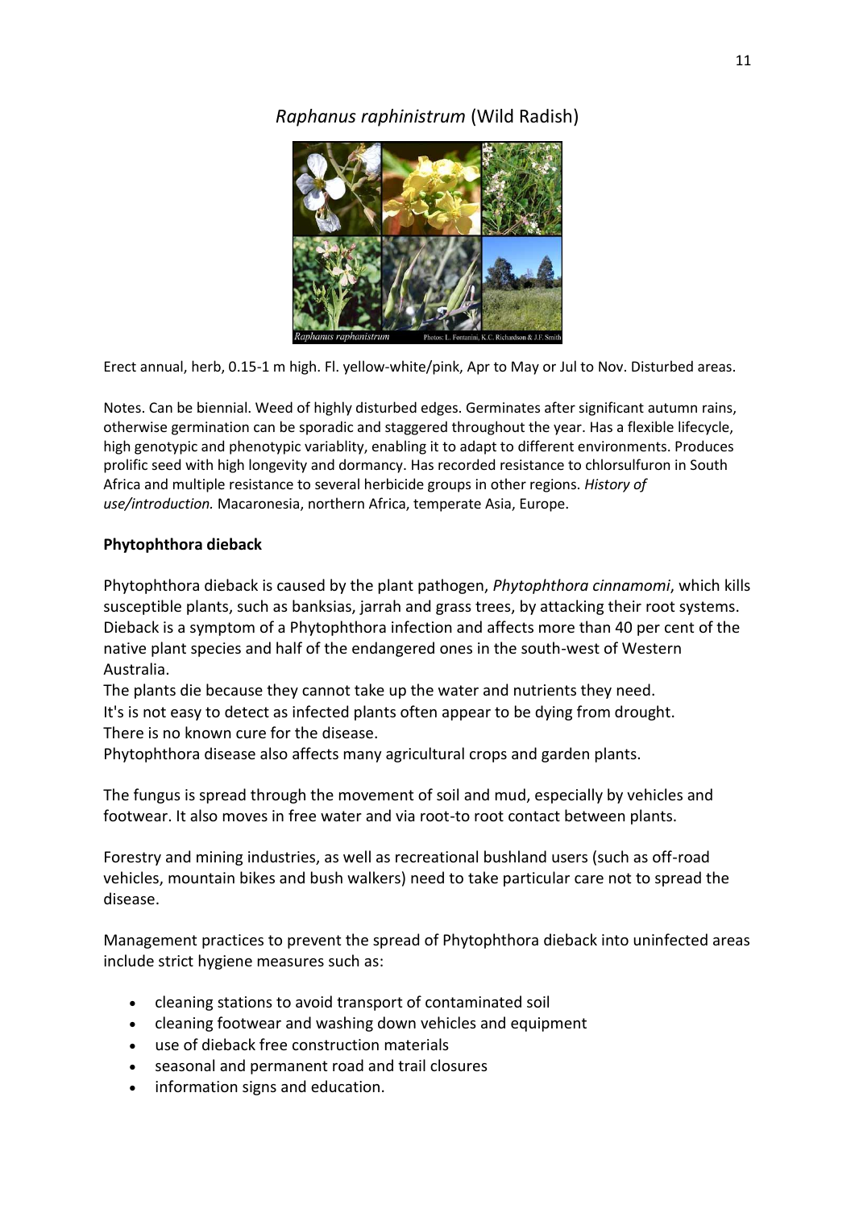## *Raphanus raphinistrum* (Wild Radish)

Erect annual, herb, 0.15-1 m high. Fl. yellow-white/pink, Apr to May or Jul to Nov. Disturbed areas.

Notes. Can be biennial. Weed of highly disturbed edges. Germinates after significant autumn rains, otherwise germination can be sporadic and staggered throughout the year. Has a flexible lifecycle, high genotypic and phenotypic variablity, enabling it to adapt to different environments. Produces prolific seed with high longevity and dormancy. Has recorded resistance to chlorsulfuron in South Africa and multiple resistance to several herbicide groups in other regions. *History of use/introduction.* Macaronesia, northern Africa, temperate Asia, Europe.

**Phytophthora dieback**

Phytophthora dieback is caused by the plant pathogen, *Phytophthora cinnamomi*, which kills susceptible plants, such as banksias, jarrah and grass trees, by attacking their root systems. Dieback is a symptom of a Phytophthora infection and affects more than 40 per cent of the native plant species and half of the endangered ones in the south-west of Western Australia.

The plants die because they cannot take up the water and nutrients they need.

It's is not easy to detect as infected plants often appear to be dying from drought.

There is no known cure for the disease.

Phytophthora disease also affects many agricultural crops and garden plants.

The fungus is spread through the movement of soil and mud, especially by vehicles and footwear. It also moves in free water and via root-to root contact between plants.

Forestry and mining industries, as well as recreational bushland users (such as off-road vehicles, mountain bikes and bush walkers) need to take particular care not to spread the disease.

Management practices to prevent the spread of Phytophthora dieback into uninfected areas include strict hygiene measures such as:

- cleaning stations to avoid transport of contaminated soil
- cleaning footwear and washing down vehicles and equipment
- use of dieback free construction materials
- seasonal and permanent road and trail closures
- information signs and education.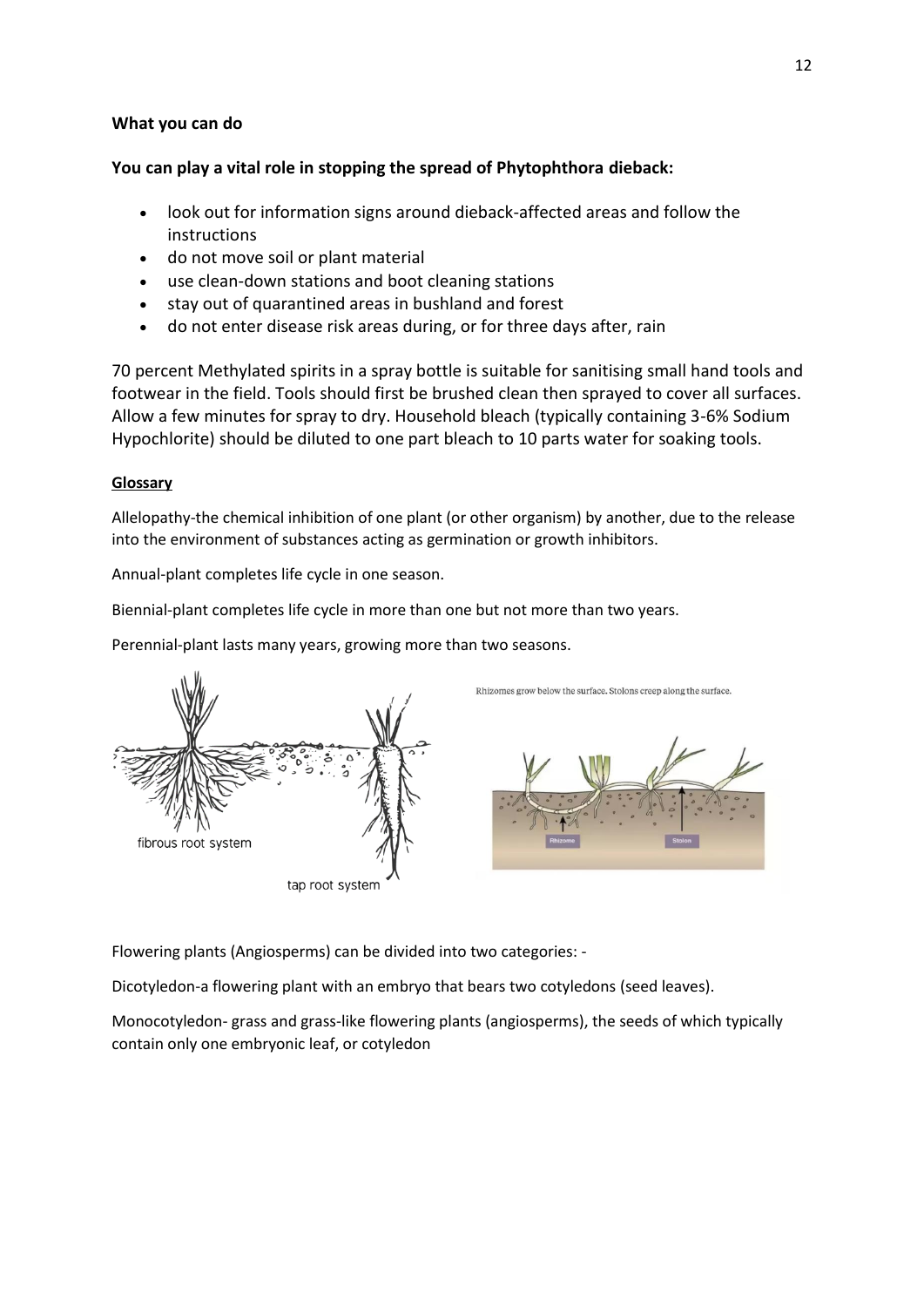**What you can do**

**You can play a vital role in stopping the spread of Phytophthora dieback:**

- look out for information signs around dieback-affected areas and follow the instructions
- do not move soil or plant material
- use clean-down stations and boot cleaning stations
- stay out of quarantined areas in bushland and forest
- do not enter disease risk areas during, or for three days after, rain

70 percent Methylated spirits in a spray bottle is suitable for sanitising small hand tools and footwear in the field. Tools should first be brushed clean then sprayed to cover all surfaces. Allow a few minutes for spray to dry. Household bleach (typically containing 3-6% Sodium Hypochlorite) should be diluted to one part bleach to 10 parts water for soaking tools.

**Glossary**

Allelopathy-the chemical inhibition of one plant (or other organism) by another, due to the release into the environment of substances acting as germination or growth inhibitors.

Annual-plant completes life cycle in one season.

Biennial-plant completes life cycle in more than one but not more than two years.

Perennial-plant lasts many years, growing more than two seasons.

fibrous root system

tap root system

Rhizomes grow below the surface. Stolons creep along the surface.

Flowering plants (Angiosperms) can be divided into two categories: -

Dicotyledon-a flowering plant with an embryo that bears two cotyledons (seed leaves).

Monocotyledon- grass and grass-like flowering plants (angiosperms), the seeds of which typically contain only one embryonic leaf, or cotyledon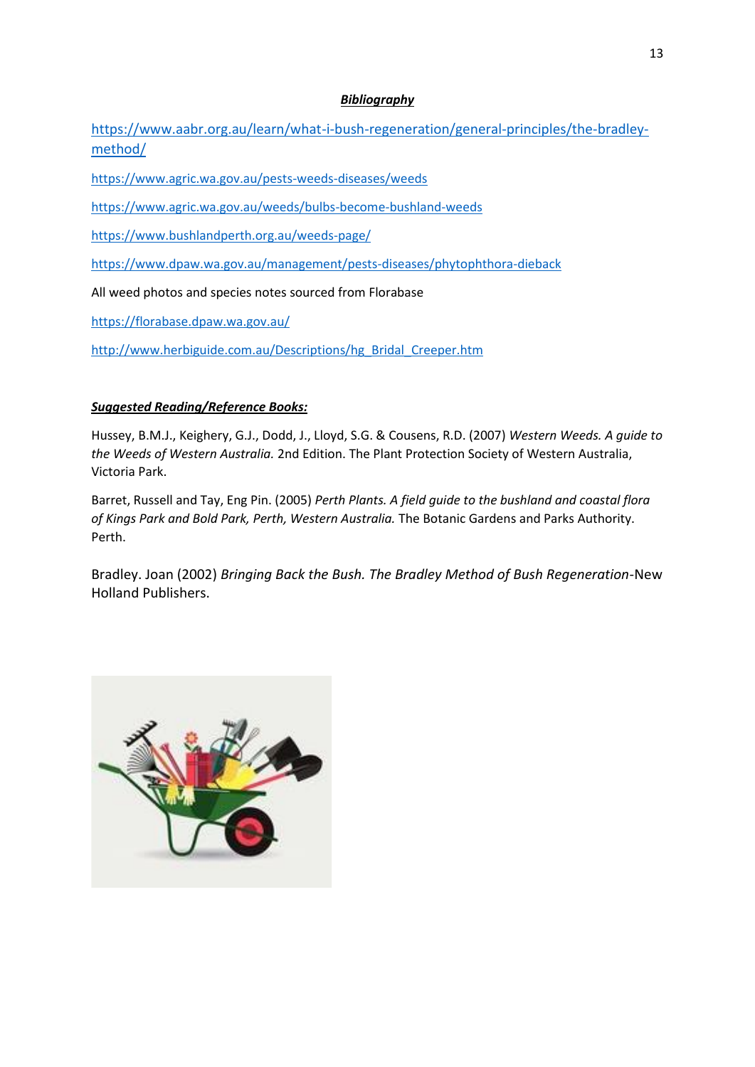## ***Bibliography***

https://www.aabr.org.au/learn/what-i-bush-regeneration/general-principles/the-bradley-method/

https://www.agric.wa.gov.au/pests-weeds-diseases/weeds

https://www.agric.wa.gov.au/weeds/bulbs-become-bushland-weeds

https://www.bushlandperth.org.au/weeds-page/

https://www.dpaw.wa.gov.au/management/pests-diseases/phytophthora-dieback

All weed photos and species notes sourced from Florabase

https://florabase.dpaw.wa.gov.au/

http://www.herbiguide.com.au/Descriptions/hg_Bridal_Creeper.htm

### ***Suggested Reading/Reference Books:***

Hussey, B.M.J., Keighery, G.J., Dodd, J., Lloyd, S.G. & Cousens, R.D. (2007) *Western Weeds. A guide to the Weeds of Western Australia.* 2nd Edition. The Plant Protection Society of Western Australia, Victoria Park.

Barret, Russell and Tay, Eng Pin. (2005) *Perth Plants. A field guide to the bushland and coastal flora of Kings Park and Bold Park, Perth, Western Australia.* The Botanic Gardens and Parks Authority. Perth.

Bradley. Joan (2002) *Bringing Back the Bush. The Bradley Method of Bush Regeneration*-New Holland Publishers.